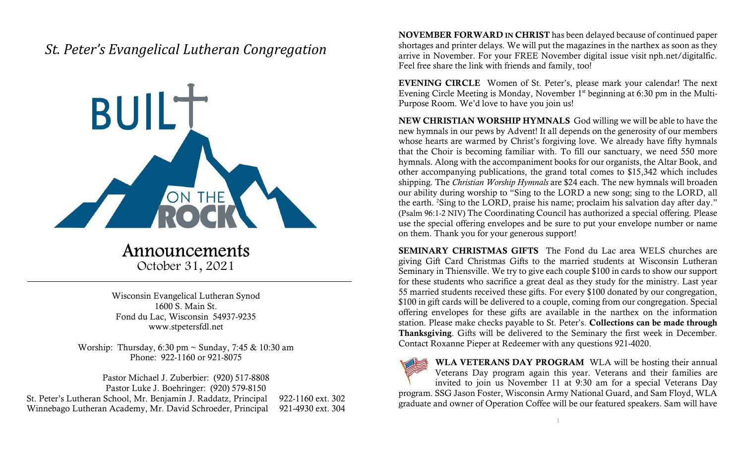# *St. Peter's Evangelical Lutheran Congregation*

BUILT ON THE ROCK

## Announcements

October 31, 2021

Wisconsin Evangelical Lutheran Synod
1600 S. Main St.
Fond du Lac, Wisconsin 54937-9235
www.stpetersfdl.net

Worship: Thursday, 6:30 pm ~ Sunday, 7:45 & 10:30 am
Phone: 922-1160 or 921-8075

Pastor Michael J. Zuberbier: (920) 517-8808
Pastor Luke J. Boehringer: (920) 579-8150
St. Peter's Lutheran School, Mr. Benjamin J. Raddatz, Principal 922-1160 ext. 302
Winnebago Lutheran Academy, Mr. David Schroeder, Principal 921-4930 ext. 304

**NOVEMBER FORWARD IN CHRIST** has been delayed because of continued paper shortages and printer delays. We will put the magazines in the narthex as soon as they arrive in November. For your FREE November digital issue visit nph.net/digitalfic. Feel free share the link with friends and family, too!

**EVENING CIRCLE** Women of St. Peter's, please mark your calendar! The next Evening Circle Meeting is Monday, November 1st beginning at 6:30 pm in the Multi-Purpose Room. We'd love to have you join us!

**NEW CHRISTIAN WORSHIP HYMNALS** God willing we will be able to have the new hymnals in our pews by Advent! It all depends on the generosity of our members whose hearts are warmed by Christ's forgiving love. We already have fifty hymnals that the Choir is becoming familiar with. To fill our sanctuary, we need 550 more hymnals. Along with the accompaniment books for our organists, the Altar Book, and other accompanying publications, the grand total comes to $15,342 which includes shipping. The *Christian Worship Hymnals* are $24 each. The new hymnals will broaden our ability during worship to "Sing to the LORD a new song; sing to the LORD, all the earth. [2]Sing to the LORD, praise his name; proclaim his salvation day after day." (Psalm 96:1-2 NIV) The Coordinating Council has authorized a special offering. Please use the special offering envelopes and be sure to put your envelope number or name on them. Thank you for your generous support!

**SEMINARY CHRISTMAS GIFTS** The Fond du Lac area WELS churches are giving Gift Card Christmas Gifts to the married students at Wisconsin Lutheran Seminary in Thiensville. We try to give each couple $100 in cards to show our support for these students who sacrifice a great deal as they study for the ministry. Last year 55 married students received these gifts. For every $100 donated by our congregation, $100 in gift cards will be delivered to a couple, coming from our congregation. Special offering envelopes for these gifts are available in the narthex on the information station. Please make checks payable to St. Peter's. **Collections can be made through Thanksgiving**. Gifts will be delivered to the Seminary the first week in December. Contact Roxanne Pieper at Redeemer with any questions 921-4020.

**WLA VETERANS DAY PROGRAM** WLA will be hosting their annual Veterans Day program again this year. Veterans and their families are invited to join us November 11 at 9:30 am for a special Veterans Day program. SSG Jason Foster, Wisconsin Army National Guard, and Sam Floyd, WLA graduate and owner of Operation Coffee will be our featured speakers. Sam will have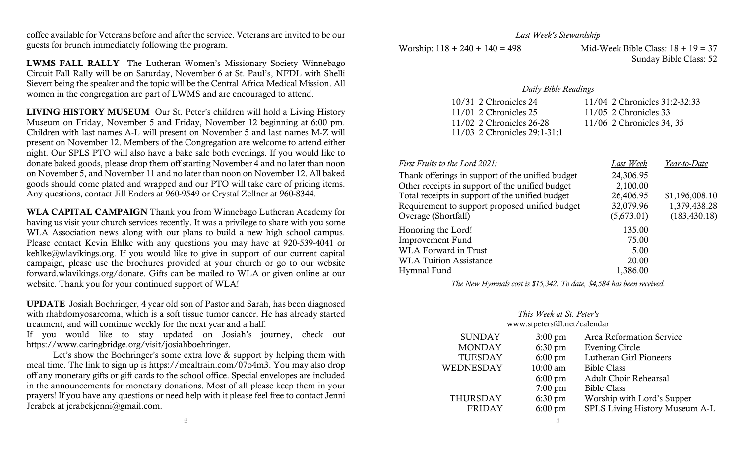coffee available for Veterans before and after the service. Veterans are invited to be our guests for brunch immediately following the program.

**LWMS FALL RALLY** The Lutheran Women's Missionary Society Winnebago Circuit Fall Rally will be on Saturday, November 6 at St. Paul's, NFDL with Shelli Sievert being the speaker and the topic will be the Central Africa Medical Mission. All women in the congregation are part of LWMS and are encouraged to attend.

**LIVING HISTORY MUSEUM** Our St. Peter's children will hold a Living History Museum on Friday, November 5 and Friday, November 12 beginning at 6:00 pm. Children with last names A-L will present on November 5 and last names M-Z will present on November 12. Members of the Congregation are welcome to attend either night. Our SPLS PTO will also have a bake sale both evenings. If you would like to donate baked goods, please drop them off starting November 4 and no later than noon on November 5, and November 11 and no later than noon on November 12. All baked goods should come plated and wrapped and our PTO will take care of pricing items. Any questions, contact Jill Enders at 960-9549 or Crystal Zellner at 960-8344.

**WLA CAPITAL CAMPAIGN** Thank you from Winnebago Lutheran Academy for having us visit your church services recently. It was a privilege to share with you some WLA Association news along with our plans to build a new high school campus. Please contact Kevin Ehlke with any questions you may have at 920-539-4041 or kehlke@wlavikings.org. If you would like to give in support of our current capital campaign, please use the brochures provided at your church or go to our website forward.wlavikings.org/donate. Gifts can be mailed to WLA or given online at our website. Thank you for your continued support of WLA!

**UPDATE** Josiah Boehringer, 4 year old son of Pastor and Sarah, has been diagnosed with rhabdomyosarcoma, which is a soft tissue tumor cancer. He has already started treatment, and will continue weekly for the next year and a half.
If you would like to stay updated on Josiah's journey, check out https://www.caringbridge.org/visit/josiahboehringer.

Let's show the Boehringer's some extra love & support by helping them with meal time. The link to sign up is https://mealtrain.com/07o4m3. You may also drop off any monetary gifts or gift cards to the school office. Special envelopes are included in the announcements for monetary donations. Most of all please keep them in your prayers! If you have any questions or need help with it please feel free to contact Jenni Jerabek at jerabekjenni@gmail.com.

*Last Week's Stewardship*

Worship: 118 + 240 + 140 = 498

Mid-Week Bible Class: 18 + 19 = 37

Sunday Bible Class: 52

*Daily Bible Readings*

10/31 2 Chronicles 24
11/01 2 Chronicles 25
11/02 2 Chronicles 26-28
11/03 2 Chronicles 29:1-31:1
11/04 2 Chronicles 31:2-32:33
11/05 2 Chronicles 33
11/06 2 Chronicles 34, 35

| *First Fruits to the Lord 2021:* | *Last Week* | *Year-to-Date* |
|---|---|---|
| Thank offerings in support of the unified budget | 24,306.95 | |
| Other receipts in support of the unified budget | 2,100.00 | |
| Total receipts in support of the unified budget | 26,406.95 | $1,196,008.10 |
| Requirement to support proposed unified budget | 32,079.96 | 1,379,438.28 |
| Overage (Shortfall) | (5,673.01) | (183,430.18) |
| Honoring the Lord! | 135.00 | |
| Improvement Fund | 75.00 | |
| WLA Forward in Trust | 5.00 | |
| WLA Tuition Assistance | 20.00 | |
| Hymnal Fund | 1,386.00 | |

*The New Hymnals cost is $15,342. To date, $4,584 has been received.*

*This Week at St. Peter's*
www.stpetersfdl.net/calendar

| | | |
|---|---|---|
| SUNDAY | 3:00 pm | Area Reformation Service |
| MONDAY | 6:30 pm | Evening Circle |
| TUESDAY | 6:00 pm | Lutheran Girl Pioneers |
| WEDNESDAY | 10:00 am | Bible Class |
| | 6:00 pm | Adult Choir Rehearsal |
| | 7:00 pm | Bible Class |
| THURSDAY | 6:30 pm | Worship with Lord's Supper |
| FRIDAY | 6:00 pm | SPLS Living History Museum A-L |